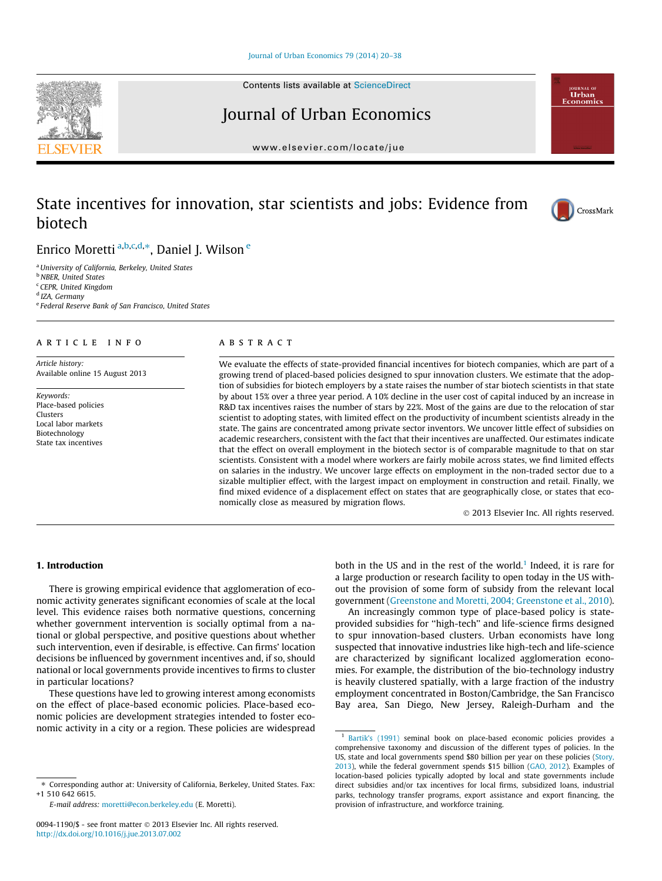# State incentives for innovation, star scientists and jobs: Evidence from biotech

Enrico Moretti [a,b,c,d,*], Daniel J. Wilson [e]

[a] University of California, Berkeley, United States
[b] NBER, United States
[c] CEPR, United Kingdom
[d] IZA, Germany
[e] Federal Reserve Bank of San Francisco, United States

**ARTICLE INFO**

*Article history:*
Available online 15 August 2013

*Keywords:*
Place-based policies
Clusters
Local labor markets
Biotechnology
State tax incentives

**ABSTRACT**

We evaluate the effects of state-provided financial incentives for biotech companies, which are part of a growing trend of placed-based policies designed to spur innovation clusters. We estimate that the adoption of subsidies for biotech employers by a state raises the number of star biotech scientists in that state by about 15% over a three year period. A 10% decline in the user cost of capital induced by an increase in R&D tax incentives raises the number of stars by 22%. Most of the gains are due to the relocation of star scientist to adopting states, with limited effect on the productivity of incumbent scientists already in the state. The gains are concentrated among private sector inventors. We uncover little effect of subsidies on academic researchers, consistent with the fact that their incentives are unaffected. Our estimates indicate that the effect on overall employment in the biotech sector is of comparable magnitude to that on star scientists. Consistent with a model where workers are fairly mobile across states, we find limited effects on salaries in the industry. We uncover large effects on employment in the non-traded sector due to a sizable multiplier effect, with the largest impact on employment in construction and retail. Finally, we find mixed evidence of a displacement effect on states that are geographically close, or states that economically close as measured by migration flows.

© 2013 Elsevier Inc. All rights reserved.

## 1. Introduction

There is growing empirical evidence that agglomeration of economic activity generates significant economies of scale at the local level. This evidence raises both normative questions, concerning whether government intervention is socially optimal from a national or global perspective, and positive questions about whether such intervention, even if desirable, is effective. Can firms' location decisions be influenced by government incentives and, if so, should national or local governments provide incentives to firms to cluster in particular locations?

These questions have led to growing interest among economists on the effect of place-based economic policies. Place-based economic policies are development strategies intended to foster economic activity in a city or a region. These policies are widespread both in the US and in the rest of the world.[1] Indeed, it is rare for a large production or research facility to open today in the US without the provision of some form of subsidy from the relevant local government (Greenstone and Moretti, 2004; Greenstone et al., 2010).

An increasingly common type of place-based policy is state-provided subsidies for "high-tech" and life-science firms designed to spur innovation-based clusters. Urban economists have long suspected that innovative industries like high-tech and life-science are characterized by significant localized agglomeration economies. For example, the distribution of the bio-technology industry is heavily clustered spatially, with a large fraction of the industry employment concentrated in Boston/Cambridge, the San Francisco Bay area, San Diego, New Jersey, Raleigh-Durham and the

[1] Bartik's (1991) seminal book on place-based economic policies provides a comprehensive taxonomy and discussion of the different types of policies. In the US, state and local governments spend $80 billion per year on these policies (Story, 2013), while the federal government spends $15 billion (GAO, 2012). Examples of location-based policies typically adopted by local and state governments include direct subsidies and/or tax incentives for local firms, subsidized loans, industrial parks, technology transfer programs, export assistance and export financing, the provision of infrastructure, and workforce training.

* Corresponding author at: University of California, Berkeley, United States. Fax: +1 510 642 6615.
E-mail address: moretti@econ.berkeley.edu (E. Moretti).

0094-1190/$ - see front matter © 2013 Elsevier Inc. All rights reserved.
http://dx.doi.org/10.1016/j.jue.2013.07.002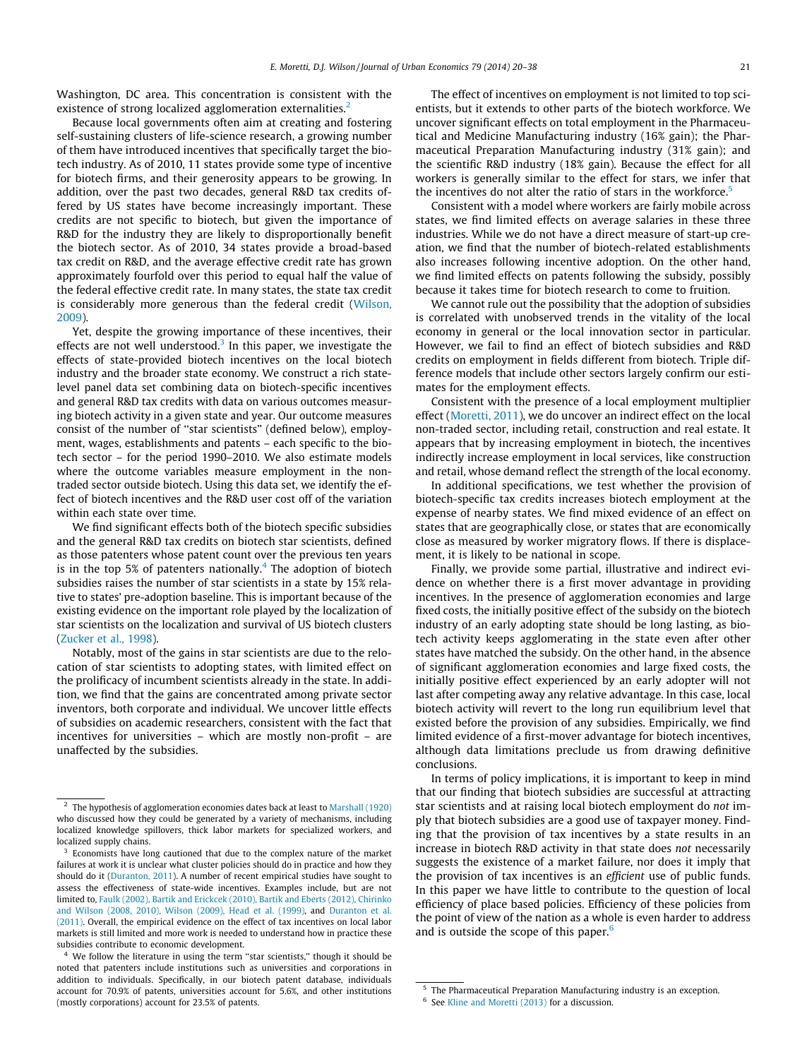Washington, DC area. This concentration is consistent with the existence of strong localized agglomeration externalities.[2]

Because local governments often aim at creating and fostering self-sustaining clusters of life-science research, a growing number of them have introduced incentives that specifically target the biotech industry. As of 2010, 11 states provide some type of incentive for biotech firms, and their generosity appears to be growing. In addition, over the past two decades, general R&D tax credits offered by US states have become increasingly important. These credits are not specific to biotech, but given the importance of R&D for the industry they are likely to disproportionally benefit the biotech sector. As of 2010, 34 states provide a broad-based tax credit on R&D, and the average effective credit rate has grown approximately fourfold over this period to equal half the value of the federal effective credit rate. In many states, the state tax credit is considerably more generous than the federal credit (Wilson, 2009).

Yet, despite the growing importance of these incentives, their effects are not well understood.[3] In this paper, we investigate the effects of state-provided biotech incentives on the local biotech industry and the broader state economy. We construct a rich state-level panel data set combining data on biotech-specific incentives and general R&D tax credits with data on various outcomes measuring biotech activity in a given state and year. Our outcome measures consist of the number of "star scientists" (defined below), employment, wages, establishments and patents – each specific to the biotech sector – for the period 1990–2010. We also estimate models where the outcome variables measure employment in the non-traded sector outside biotech. Using this data set, we identify the effect of biotech incentives and the R&D user cost off of the variation within each state over time.

We find significant effects both of the biotech specific subsidies and the general R&D tax credits on biotech star scientists, defined as those patenters whose patent count over the previous ten years is in the top 5% of patenters nationally.[4] The adoption of biotech subsidies raises the number of star scientists in a state by 15% relative to states' pre-adoption baseline. This is important because of the existing evidence on the important role played by the localization of star scientists on the localization and survival of US biotech clusters (Zucker et al., 1998).

Notably, most of the gains in star scientists are due to the relocation of star scientists to adopting states, with limited effect on the prolificacy of incumbent scientists already in the state. In addition, we find that the gains are concentrated among private sector inventors, both corporate and individual. We uncover little effects of subsidies on academic researchers, consistent with the fact that incentives for universities – which are mostly non-profit – are unaffected by the subsidies.

The effect of incentives on employment is not limited to top scientists, but it extends to other parts of the biotech workforce. We uncover significant effects on total employment in the Pharmaceutical and Medicine Manufacturing industry (16% gain); the Pharmaceutical Preparation Manufacturing industry (31% gain); and the scientific R&D industry (18% gain). Because the effect for all workers is generally similar to the effect for stars, we infer that the incentives do not alter the ratio of stars in the workforce.[5]

Consistent with a model where workers are fairly mobile across states, we find limited effects on average salaries in these three industries. While we do not have a direct measure of start-up creation, we find that the number of biotech-related establishments also increases following incentive adoption. On the other hand, we find limited effects on patents following the subsidy, possibly because it takes time for biotech research to come to fruition.

We cannot rule out the possibility that the adoption of subsidies is correlated with unobserved trends in the vitality of the local economy in general or the local innovation sector in particular. However, we fail to find an effect of biotech subsidies and R&D credits on employment in fields different from biotech. Triple difference models that include other sectors largely confirm our estimates for the employment effects.

Consistent with the presence of a local employment multiplier effect (Moretti, 2011), we do uncover an indirect effect on the local non-traded sector, including retail, construction and real estate. It appears that by increasing employment in biotech, the incentives indirectly increase employment in local services, like construction and retail, whose demand reflect the strength of the local economy.

In additional specifications, we test whether the provision of biotech-specific tax credits increases biotech employment at the expense of nearby states. We find mixed evidence of an effect on states that are geographically close, or states that are economically close as measured by worker migratory flows. If there is displacement, it is likely to be national in scope.

Finally, we provide some partial, illustrative and indirect evidence on whether there is a first mover advantage in providing incentives. In the presence of agglomeration economies and large fixed costs, the initially positive effect of the subsidy on the biotech industry of an early adopting state should be long lasting, as biotech activity keeps agglomerating in the state even after other states have matched the subsidy. On the other hand, in the absence of significant agglomeration economies and large fixed costs, the initially positive effect experienced by an early adopter will not last after competing away any relative advantage. In this case, local biotech activity will revert to the long run equilibrium level that existed before the provision of any subsidies. Empirically, we find limited evidence of a first-mover advantage for biotech incentives, although data limitations preclude us from drawing definitive conclusions.

In terms of policy implications, it is important to keep in mind that our finding that biotech subsidies are successful at attracting star scientists and at raising local biotech employment do *not* imply that biotech subsidies are a good use of taxpayer money. Finding that the provision of tax incentives by a state results in an increase in biotech R&D activity in that state does *not* necessarily suggests the existence of a market failure, nor does it imply that the provision of tax incentives is an *efficient* use of public funds. In this paper we have little to contribute to the question of local efficiency of place based policies. Efficiency of these policies from the point of view of the nation as a whole is even harder to address and is outside the scope of this paper.[6]

---

[2] The hypothesis of agglomeration economies dates back at least to Marshall (1920) who discussed how they could be generated by a variety of mechanisms, including localized knowledge spillovers, thick labor markets for specialized workers, and localized supply chains.

[3] Economists have long cautioned that due to the complex nature of the market failures at work it is unclear what cluster policies should do in practice and how they should do it (Duranton, 2011). A number of recent empirical studies have sought to assess the effectiveness of state-wide incentives. Examples include, but are not limited to, Faulk (2002), Bartik and Erickcek (2010), Bartik and Eberts (2012), Chirinko and Wilson (2008, 2010), Wilson (2009), Head et al. (1999), and Duranton et al. (2011). Overall, the empirical evidence on the effect of tax incentives on local labor markets is still limited and more work is needed to understand how in practice these subsidies contribute to economic development.

[4] We follow the literature in using the term "star scientists," though it should be noted that patenters include institutions such as universities and corporations in addition to individuals. Specifically, in our biotech patent database, individuals account for 70.9% of patents, universities account for 5.6%, and other institutions (mostly corporations) account for 23.5% of patents.

[5] The Pharmaceutical Preparation Manufacturing industry is an exception.

[6] See Kline and Moretti (2013) for a discussion.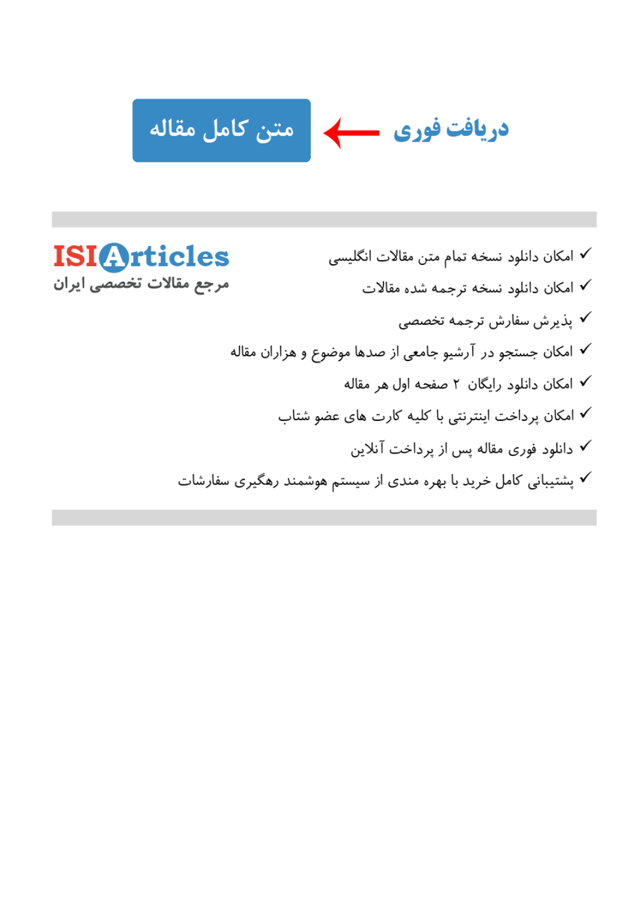دریافت فوری ← متن کامل مقاله

**ISIArticles**
مرجع مقالات تخصصی ایران

- ✓ امکان دانلود نسخه تمام متن مقالات انگلیسی
- ✓ امکان دانلود نسخه ترجمه شده مقالات
- ✓ پذیرش سفارش ترجمه تخصصی
- ✓ امکان جستجو در آرشیو جامعی از صدها موضوع و هزاران مقاله
- ✓ امکان دانلود رایگان ۲ صفحه اول هر مقاله
- ✓ امکان پرداخت اینترنتی با کلیه کارت های عضو شتاب
- ✓ دانلود فوری مقاله پس از پرداخت آنلاین
- ✓ پشتیبانی کامل خرید با بهره مندی از سیستم هوشمند رهگیری سفارشات